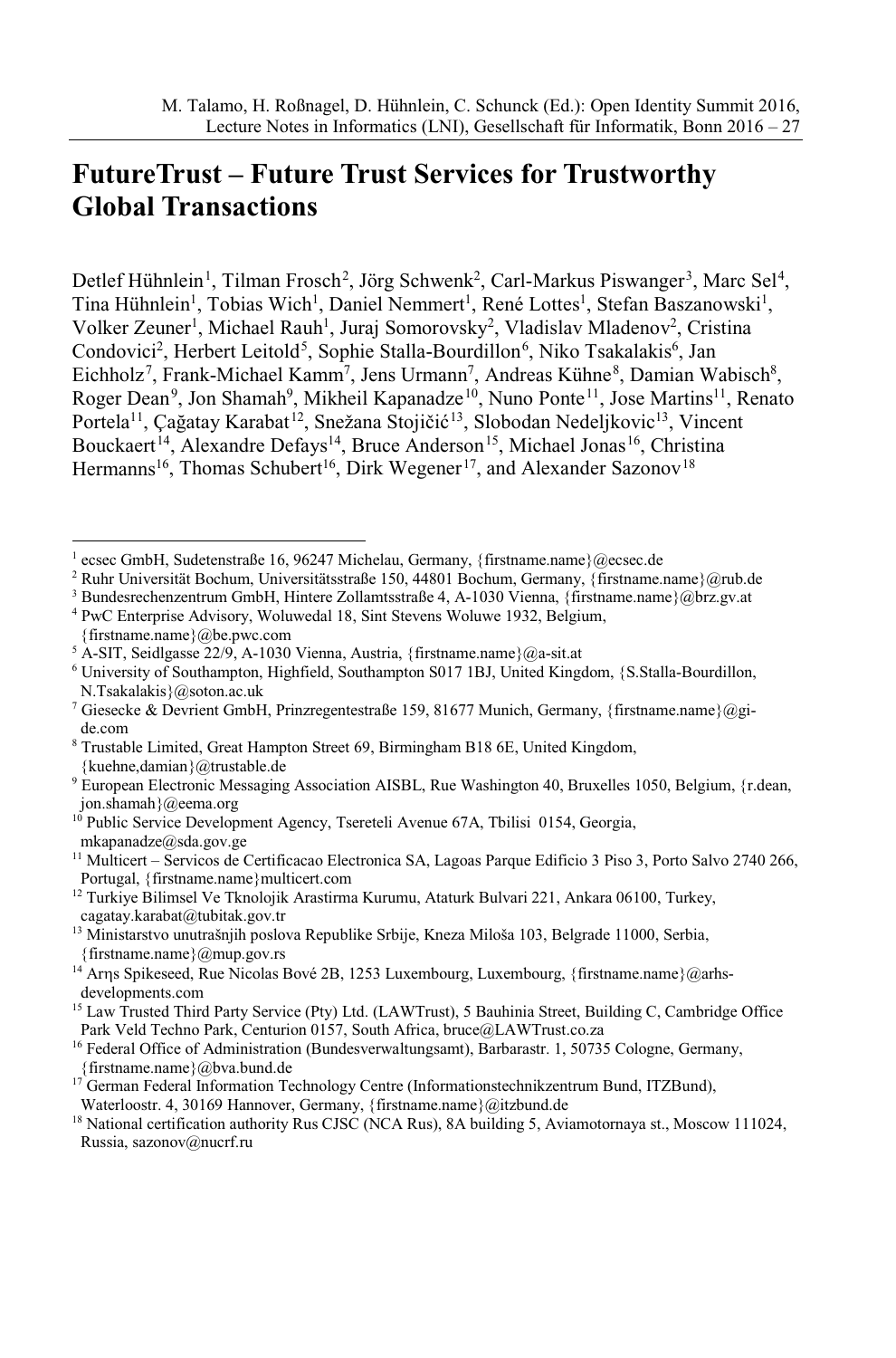# FutureTrust – Future Trust Services for Trustworthy Global Transactions

Detlef Hühnlein[1], Tilman Frosch[2], Jörg Schwenk[2], Carl-Markus Piswanger[3], Marc Sel[4], Tina Hühnlein[1], Tobias Wich[1], Daniel Nemmert[1], René Lottes[1], Stefan Baszanowski[1], Volker Zeuner[1], Michael Rauh[1], Juraj Somorovsky[2], Vladislav Mladenov[2], Cristina Condovici[2], Herbert Leitold[5], Sophie Stalla-Bourdillon[6], Niko Tsakalakis[6], Jan Eichholz[7], Frank-Michael Kamm[7], Jens Urmann[7], Andreas Kühne[8], Damian Wabisch[8], Roger Dean[9], Jon Shamah[9], Mikheil Kapanadze[10], Nuno Ponte[11], Jose Martins[11], Renato Portela[11], Çağatay Karabat[12], Snežana Stojičić[13], Slobodan Nedeljkovic[13], Vincent Bouckaert[14], Alexandre Defays[14], Bruce Anderson[15], Michael Jonas[16], Christina Hermanns[16], Thomas Schubert[16], Dirk Wegener[17], and Alexander Sazonov[18]

---

[1] ecsec GmbH, Sudetenstraße 16, 96247 Michelau, Germany, {firstname.name}@ecsec.de

[2] Ruhr Universität Bochum, Universitätsstraße 150, 44801 Bochum, Germany, {firstname.name}@rub.de

[3] Bundesrechenzentrum GmbH, Hintere Zollamtsstraße 4, A-1030 Vienna, {firstname.name}@brz.gv.at

[4] PwC Enterprise Advisory, Woluwedal 18, Sint Stevens Woluwe 1932, Belgium, {firstname.name}@be.pwc.com

[5] A-SIT, Seidlgasse 22/9, A-1030 Vienna, Austria, {firstname.name}@a-sit.at

[6] University of Southampton, Highfield, Southampton S017 1BJ, United Kingdom, {S.Stalla-Bourdillon, N.Tsakalakis}@soton.ac.uk

[7] Giesecke & Devrient GmbH, Prinzregentestraße 159, 81677 Munich, Germany, {firstname.name}@gi-de.com

[8] Trustable Limited, Great Hampton Street 69, Birmingham B18 6E, United Kingdom, {kuehne,damian}@trustable.de

[9] European Electronic Messaging Association AISBL, Rue Washington 40, Bruxelles 1050, Belgium, {r.dean, jon.shamah}@eema.org

[10] Public Service Development Agency, Tsereteli Avenue 67A, Tbilisi 0154, Georgia, mkapanadze@sda.gov.ge

[11] Multicert – Servicos de Certificacao Electronica SA, Lagoas Parque Edificio 3 Piso 3, Porto Salvo 2740 266, Portugal, {firstname.name}multicert.com

[12] Turkiye Bilimsel Ve Tknolojik Arastirma Kurumu, Ataturk Bulvari 221, Ankara 06100, Turkey, cagatay.karabat@tubitak.gov.tr

[13] Ministarstvo unutrašnjih poslova Republike Srbije, Kneza Miloša 103, Belgrade 11000, Serbia, {firstname.name}@mup.gov.rs

[14] Arηs Spikeseed, Rue Nicolas Bové 2B, 1253 Luxembourg, Luxembourg, {firstname.name}@arhs-developments.com

[15] Law Trusted Third Party Service (Pty) Ltd. (LAWTrust), 5 Bauhinia Street, Building C, Cambridge Office Park Veld Techno Park, Centurion 0157, South Africa, bruce@LAWTrust.co.za

[16] Federal Office of Administration (Bundesverwaltungsamt), Barbarastr. 1, 50735 Cologne, Germany, {firstname.name}@bva.bund.de

[17] German Federal Information Technology Centre (Informationstechnikzentrum Bund, ITZBund), Waterloostr. 4, 30169 Hannover, Germany, {firstname.name}@itzbund.de

[18] National certification authority Rus CJSC (NCA Rus), 8A building 5, Aviamotornaya st., Moscow 111024, Russia, sazonov@nucrf.ru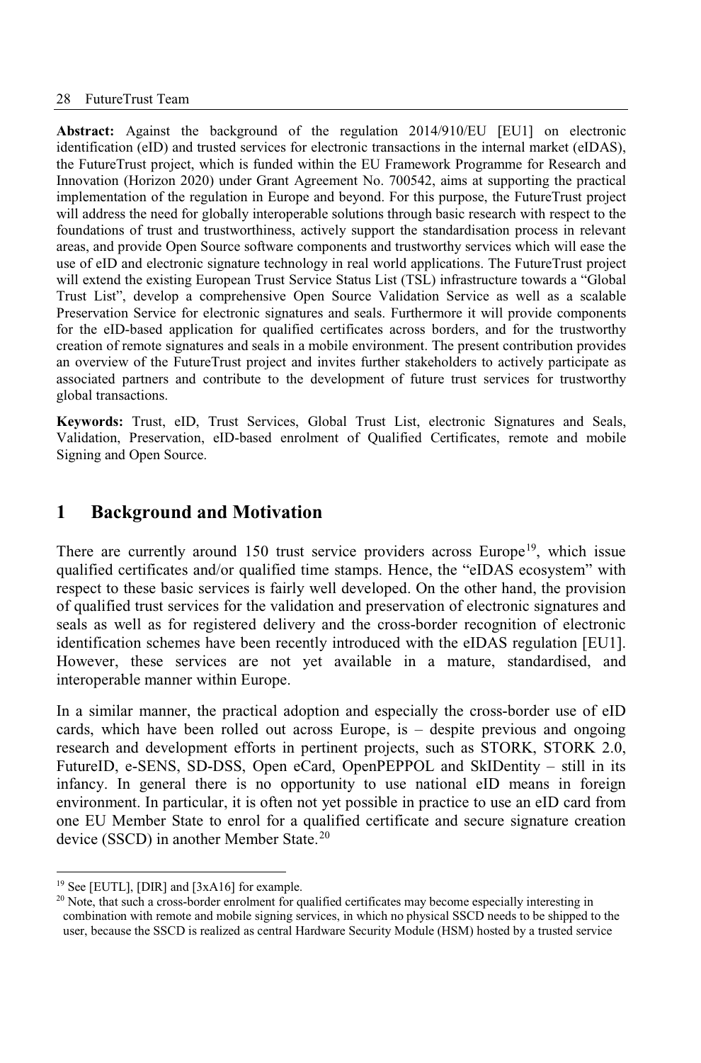**Abstract:** Against the background of the regulation 2014/910/EU [EU1] on electronic identification (eID) and trusted services for electronic transactions in the internal market (eIDAS), the FutureTrust project, which is funded within the EU Framework Programme for Research and Innovation (Horizon 2020) under Grant Agreement No. 700542, aims at supporting the practical implementation of the regulation in Europe and beyond. For this purpose, the FutureTrust project will address the need for globally interoperable solutions through basic research with respect to the foundations of trust and trustworthiness, actively support the standardisation process in relevant areas, and provide Open Source software components and trustworthy services which will ease the use of eID and electronic signature technology in real world applications. The FutureTrust project will extend the existing European Trust Service Status List (TSL) infrastructure towards a "Global Trust List", develop a comprehensive Open Source Validation Service as well as a scalable Preservation Service for electronic signatures and seals. Furthermore it will provide components for the eID-based application for qualified certificates across borders, and for the trustworthy creation of remote signatures and seals in a mobile environment. The present contribution provides an overview of the FutureTrust project and invites further stakeholders to actively participate as associated partners and contribute to the development of future trust services for trustworthy global transactions.

**Keywords:** Trust, eID, Trust Services, Global Trust List, electronic Signatures and Seals, Validation, Preservation, eID-based enrolment of Qualified Certificates, remote and mobile Signing and Open Source.

## 1 Background and Motivation

There are currently around 150 trust service providers across Europe[19], which issue qualified certificates and/or qualified time stamps. Hence, the "eIDAS ecosystem" with respect to these basic services is fairly well developed. On the other hand, the provision of qualified trust services for the validation and preservation of electronic signatures and seals as well as for registered delivery and the cross-border recognition of electronic identification schemes have been recently introduced with the eIDAS regulation [EU1]. However, these services are not yet available in a mature, standardised, and interoperable manner within Europe.

In a similar manner, the practical adoption and especially the cross-border use of eID cards, which have been rolled out across Europe, is – despite previous and ongoing research and development efforts in pertinent projects, such as STORK, STORK 2.0, FutureID, e-SENS, SD-DSS, Open eCard, OpenPEPPOL and SkIDentity – still in its infancy. In general there is no opportunity to use national eID means in foreign environment. In particular, it is often not yet possible in practice to use an eID card from one EU Member State to enrol for a qualified certificate and secure signature creation device (SSCD) in another Member State.[20]

---

[19] See [EUTL], [DIR] and [3xA16] for example.

[20] Note, that such a cross-border enrolment for qualified certificates may become especially interesting in combination with remote and mobile signing services, in which no physical SSCD needs to be shipped to the user, because the SSCD is realized as central Hardware Security Module (HSM) hosted by a trusted service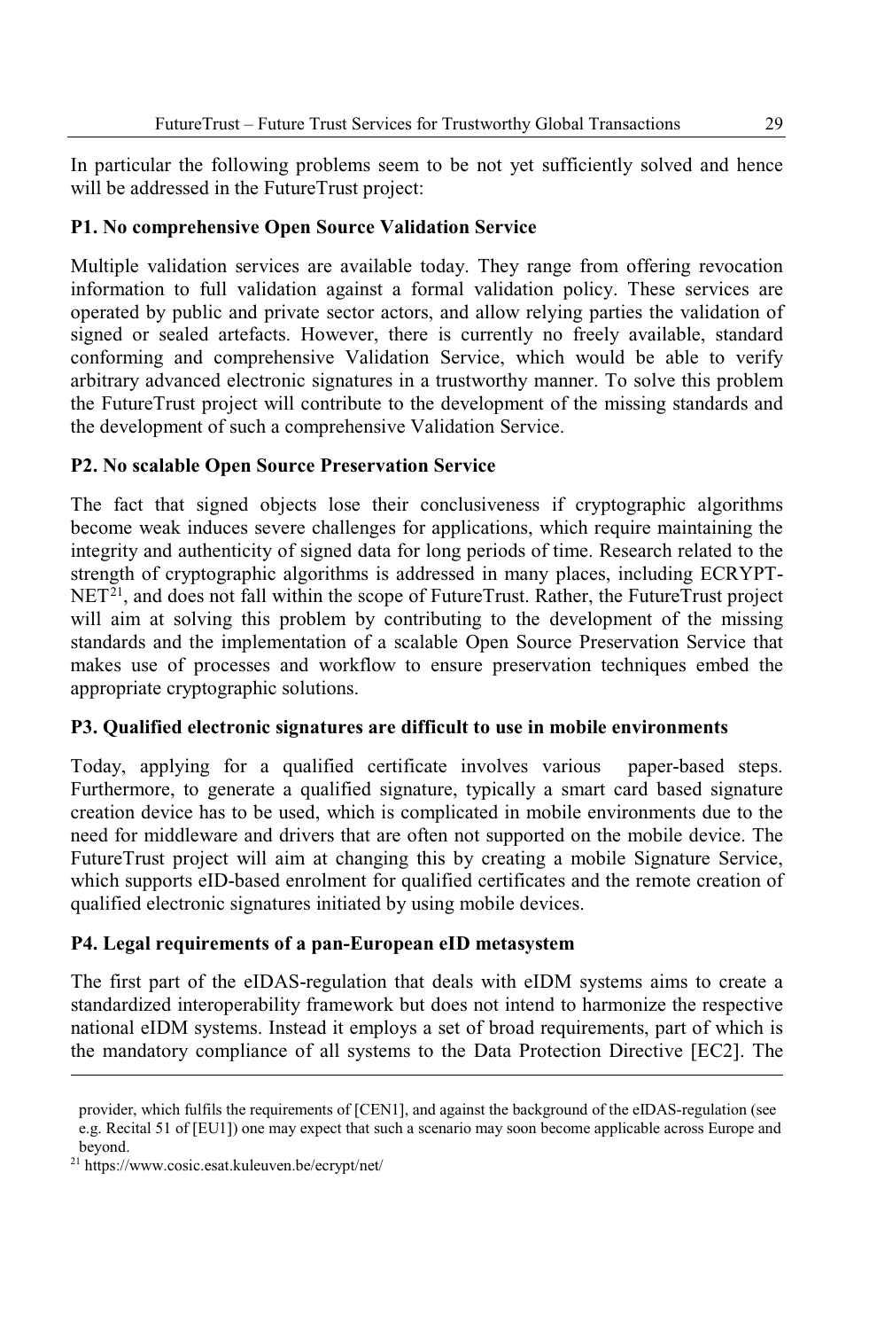In particular the following problems seem to be not yet sufficiently solved and hence will be addressed in the FutureTrust project:

**P1. No comprehensive Open Source Validation Service**

Multiple validation services are available today. They range from offering revocation information to full validation against a formal validation policy. These services are operated by public and private sector actors, and allow relying parties the validation of signed or sealed artefacts. However, there is currently no freely available, standard conforming and comprehensive Validation Service, which would be able to verify arbitrary advanced electronic signatures in a trustworthy manner. To solve this problem the FutureTrust project will contribute to the development of the missing standards and the development of such a comprehensive Validation Service.

**P2. No scalable Open Source Preservation Service**

The fact that signed objects lose their conclusiveness if cryptographic algorithms become weak induces severe challenges for applications, which require maintaining the integrity and authenticity of signed data for long periods of time. Research related to the strength of cryptographic algorithms is addressed in many places, including ECRYPT-NET[21], and does not fall within the scope of FutureTrust. Rather, the FutureTrust project will aim at solving this problem by contributing to the development of the missing standards and the implementation of a scalable Open Source Preservation Service that makes use of processes and workflow to ensure preservation techniques embed the appropriate cryptographic solutions.

**P3. Qualified electronic signatures are difficult to use in mobile environments**

Today, applying for a qualified certificate involves various paper-based steps. Furthermore, to generate a qualified signature, typically a smart card based signature creation device has to be used, which is complicated in mobile environments due to the need for middleware and drivers that are often not supported on the mobile device. The FutureTrust project will aim at changing this by creating a mobile Signature Service, which supports eID-based enrolment for qualified certificates and the remote creation of qualified electronic signatures initiated by using mobile devices.

**P4. Legal requirements of a pan-European eID metasystem**

The first part of the eIDAS-regulation that deals with eIDM systems aims to create a standardized interoperability framework but does not intend to harmonize the respective national eIDM systems. Instead it employs a set of broad requirements, part of which is the mandatory compliance of all systems to the Data Protection Directive [EC2]. The

---

provider, which fulfils the requirements of [CEN1], and against the background of the eIDAS-regulation (see e.g. Recital 51 of [EU1]) one may expect that such a scenario may soon become applicable across Europe and beyond.

[21] https://www.cosic.esat.kuleuven.be/ecrypt/net/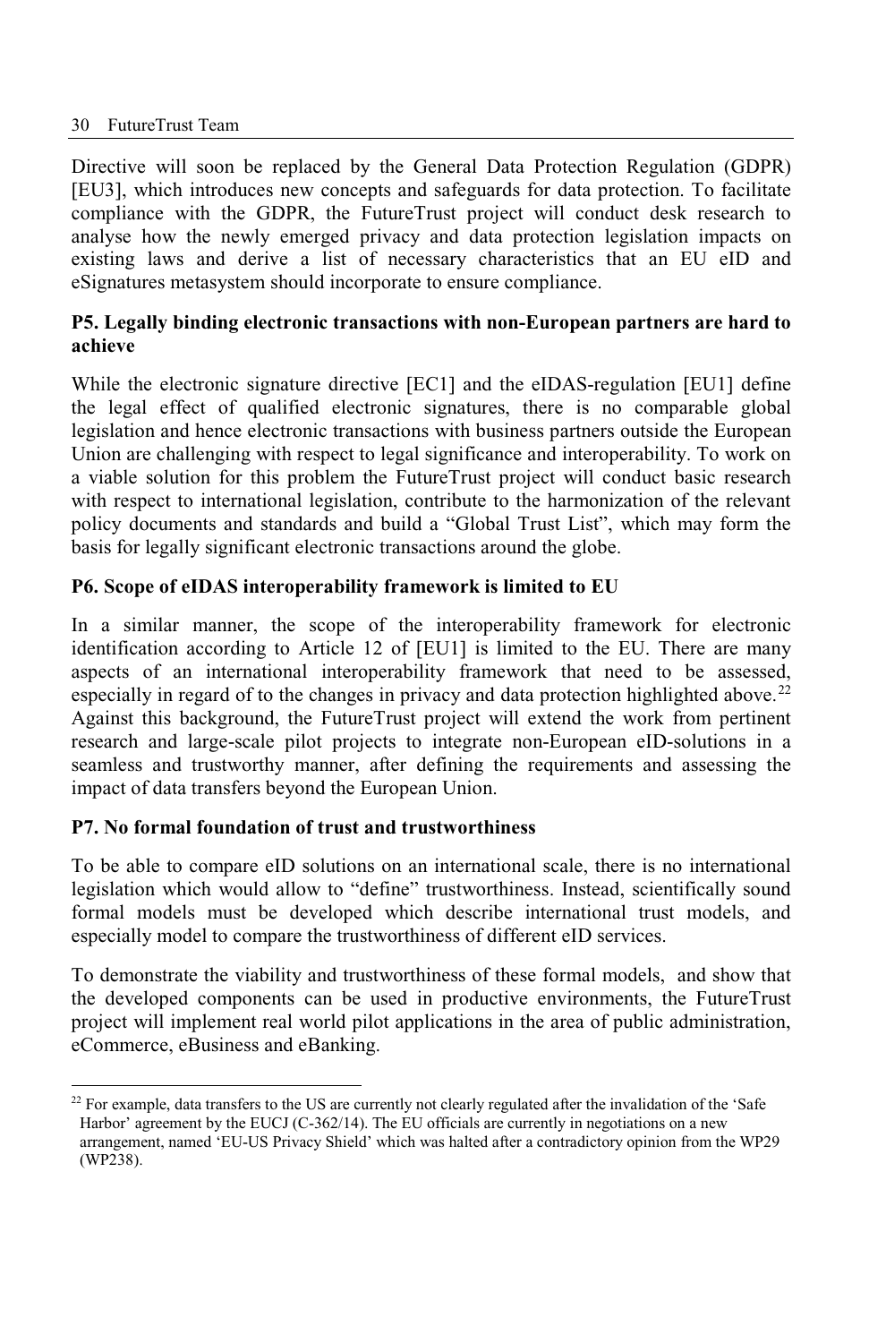Directive will soon be replaced by the General Data Protection Regulation (GDPR) [EU3], which introduces new concepts and safeguards for data protection. To facilitate compliance with the GDPR, the FutureTrust project will conduct desk research to analyse how the newly emerged privacy and data protection legislation impacts on existing laws and derive a list of necessary characteristics that an EU eID and eSignatures metasystem should incorporate to ensure compliance.

### P5. Legally binding electronic transactions with non-European partners are hard to achieve

While the electronic signature directive [EC1] and the eIDAS-regulation [EU1] define the legal effect of qualified electronic signatures, there is no comparable global legislation and hence electronic transactions with business partners outside the European Union are challenging with respect to legal significance and interoperability. To work on a viable solution for this problem the FutureTrust project will conduct basic research with respect to international legislation, contribute to the harmonization of the relevant policy documents and standards and build a "Global Trust List", which may form the basis for legally significant electronic transactions around the globe.

### P6. Scope of eIDAS interoperability framework is limited to EU

In a similar manner, the scope of the interoperability framework for electronic identification according to Article 12 of [EU1] is limited to the EU. There are many aspects of an international interoperability framework that need to be assessed, especially in regard of to the changes in privacy and data protection highlighted above.[22] Against this background, the FutureTrust project will extend the work from pertinent research and large-scale pilot projects to integrate non-European eID-solutions in a seamless and trustworthy manner, after defining the requirements and assessing the impact of data transfers beyond the European Union.

### P7. No formal foundation of trust and trustworthiness

To be able to compare eID solutions on an international scale, there is no international legislation which would allow to "define" trustworthiness. Instead, scientifically sound formal models must be developed which describe international trust models, and especially model to compare the trustworthiness of different eID services.

To demonstrate the viability and trustworthiness of these formal models, and show that the developed components can be used in productive environments, the FutureTrust project will implement real world pilot applications in the area of public administration, eCommerce, eBusiness and eBanking.

[22] For example, data transfers to the US are currently not clearly regulated after the invalidation of the 'Safe Harbor' agreement by the EUCJ (C-362/14). The EU officials are currently in negotiations on a new arrangement, named 'EU-US Privacy Shield' which was halted after a contradictory opinion from the WP29 (WP238).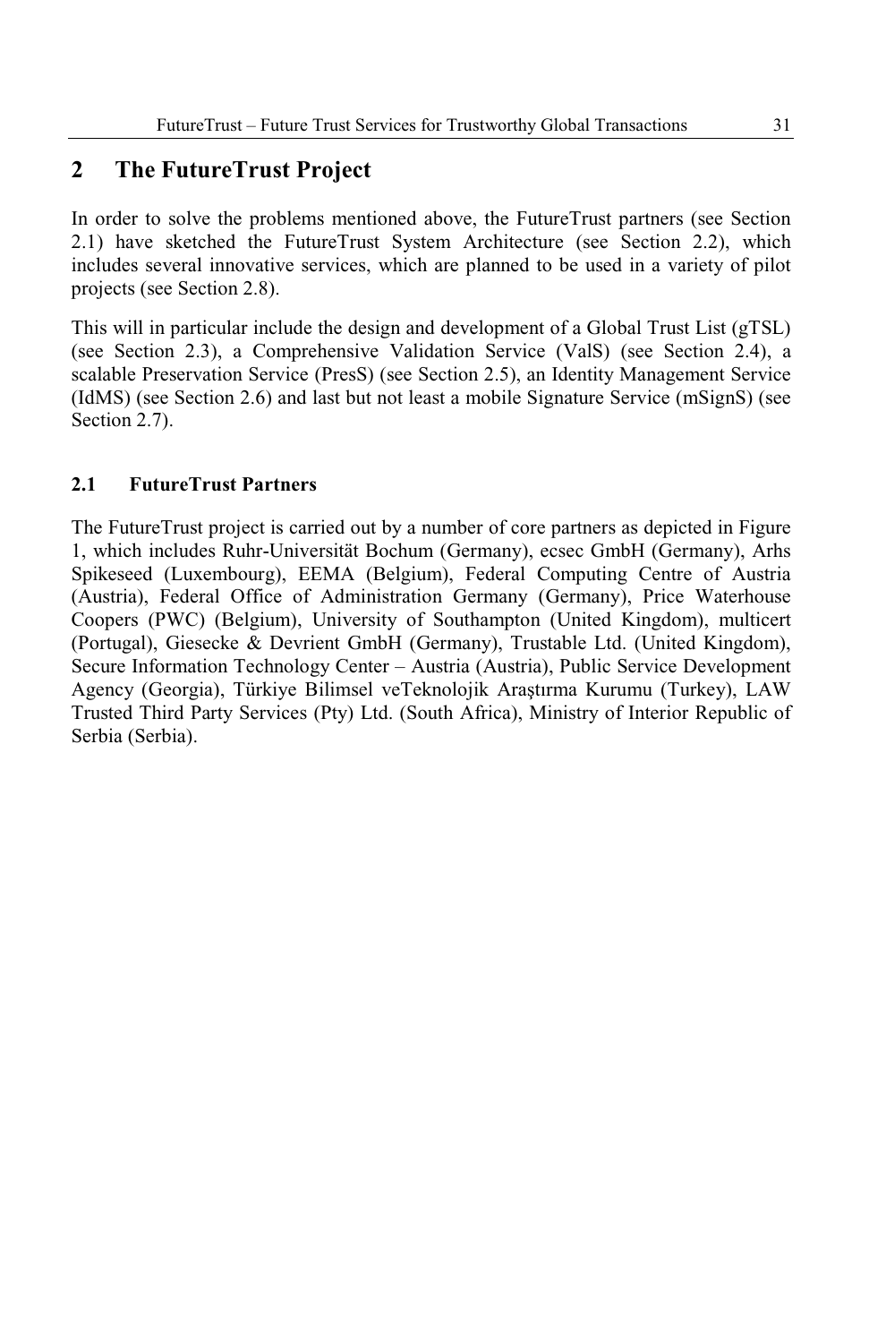## 2 The FutureTrust Project

In order to solve the problems mentioned above, the FutureTrust partners (see Section 2.1) have sketched the FutureTrust System Architecture (see Section 2.2), which includes several innovative services, which are planned to be used in a variety of pilot projects (see Section 2.8).

This will in particular include the design and development of a Global Trust List (gTSL) (see Section 2.3), a Comprehensive Validation Service (ValS) (see Section 2.4), a scalable Preservation Service (PresS) (see Section 2.5), an Identity Management Service (IdMS) (see Section 2.6) and last but not least a mobile Signature Service (mSignS) (see Section 2.7).

### 2.1 FutureTrust Partners

The FutureTrust project is carried out by a number of core partners as depicted in Figure 1, which includes Ruhr-Universität Bochum (Germany), ecsec GmbH (Germany), Arhs Spikeseed (Luxembourg), EEMA (Belgium), Federal Computing Centre of Austria (Austria), Federal Office of Administration Germany (Germany), Price Waterhouse Coopers (PWC) (Belgium), University of Southampton (United Kingdom), multicert (Portugal), Giesecke & Devrient GmbH (Germany), Trustable Ltd. (United Kingdom), Secure Information Technology Center – Austria (Austria), Public Service Development Agency (Georgia), Türkiye Bilimsel veTeknolojik Araştırma Kurumu (Turkey), LAW Trusted Third Party Services (Pty) Ltd. (South Africa), Ministry of Interior Republic of Serbia (Serbia).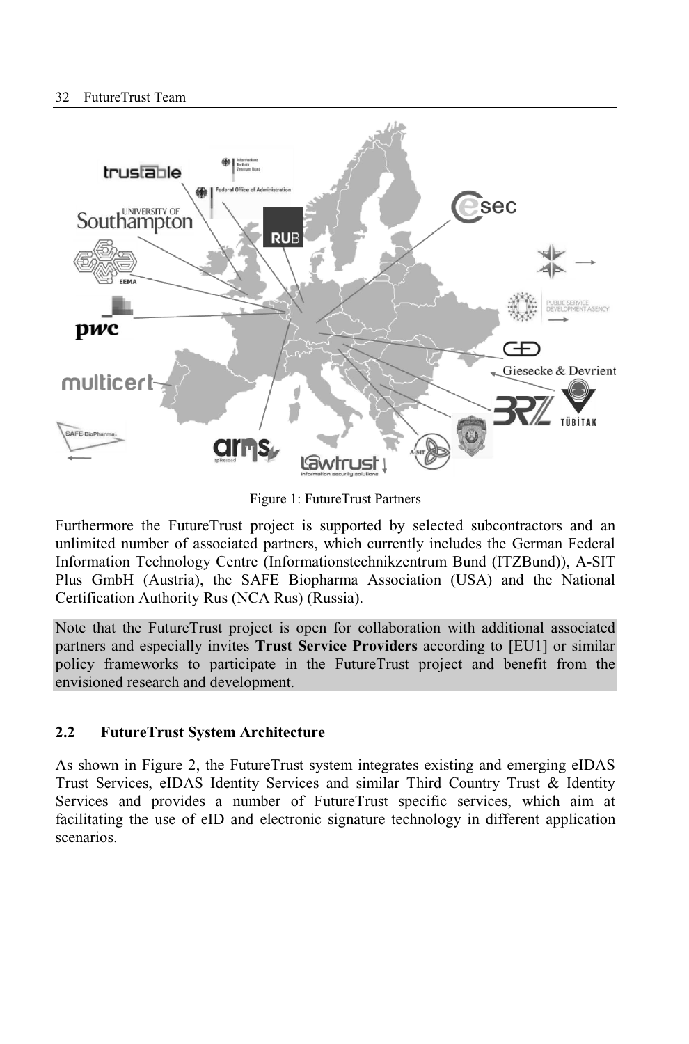Figure 1: FutureTrust Partners

Furthermore the FutureTrust project is supported by selected subcontractors and an unlimited number of associated partners, which currently includes the German Federal Information Technology Centre (Informationstechnikzentrum Bund (ITZBund)), A-SIT Plus GmbH (Austria), the SAFE Biopharma Association (USA) and the National Certification Authority Rus (NCA Rus) (Russia).

Note that the FutureTrust project is open for collaboration with additional associated partners and especially invites **Trust Service Providers** according to [EU1] or similar policy frameworks to participate in the FutureTrust project and benefit from the envisioned research and development.

## 2.2 FutureTrust System Architecture

As shown in Figure 2, the FutureTrust system integrates existing and emerging eIDAS Trust Services, eIDAS Identity Services and similar Third Country Trust & Identity Services and provides a number of FutureTrust specific services, which aim at facilitating the use of eID and electronic signature technology in different application scenarios.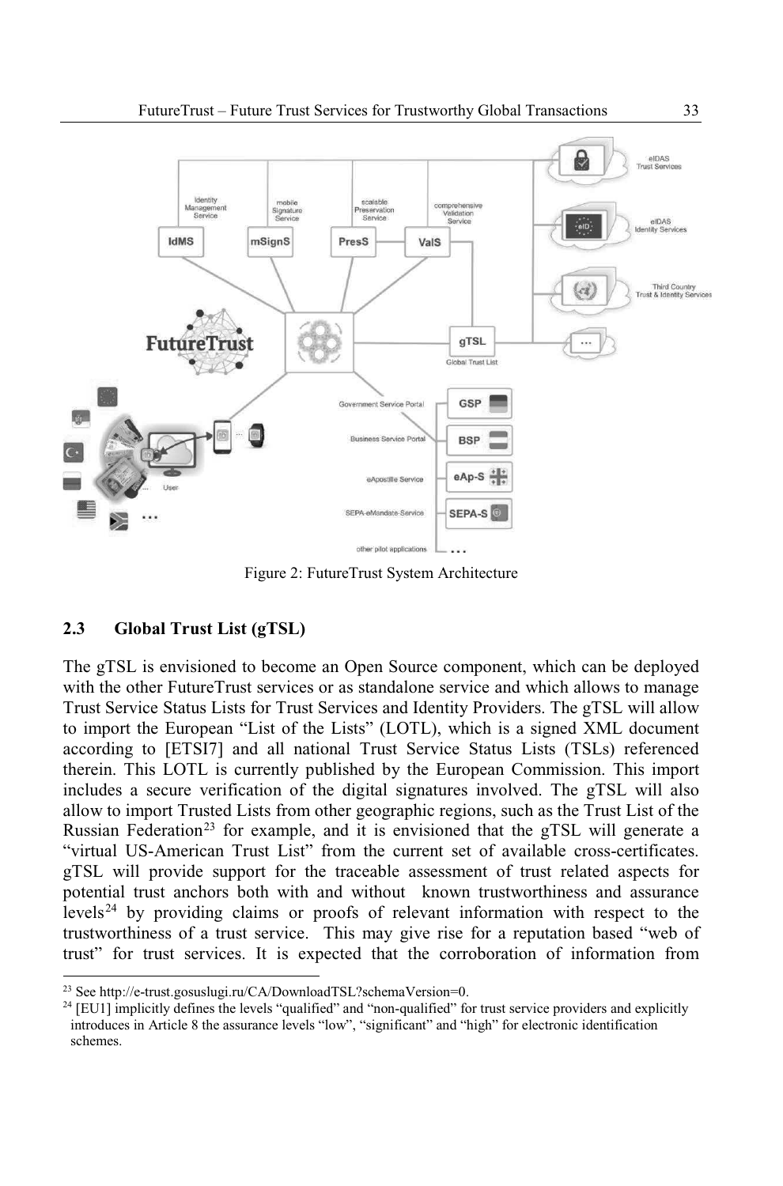Figure 2: FutureTrust System Architecture

## 2.3 Global Trust List (gTSL)

The gTSL is envisioned to become an Open Source component, which can be deployed with the other FutureTrust services or as standalone service and which allows to manage Trust Service Status Lists for Trust Services and Identity Providers. The gTSL will allow to import the European "List of the Lists" (LOTL), which is a signed XML document according to [ETSI7] and all national Trust Service Status Lists (TSLs) referenced therein. This LOTL is currently published by the European Commission. This import includes a secure verification of the digital signatures involved. The gTSL will also allow to import Trusted Lists from other geographic regions, such as the Trust List of the Russian Federation[23] for example, and it is envisioned that the gTSL will generate a "virtual US-American Trust List" from the current set of available cross-certificates. gTSL will provide support for the traceable assessment of trust related aspects for potential trust anchors both with and without known trustworthiness and assurance levels[24] by providing claims or proofs of relevant information with respect to the trustworthiness of a trust service. This may give rise for a reputation based "web of trust" for trust services. It is expected that the corroboration of information from

---

[23] See http://e-trust.gosuslugi.ru/CA/DownloadTSL?schemaVersion=0.

[24] [EU1] implicitly defines the levels "qualified" and "non-qualified" for trust service providers and explicitly introduces in Article 8 the assurance levels "low", "significant" and "high" for electronic identification schemes.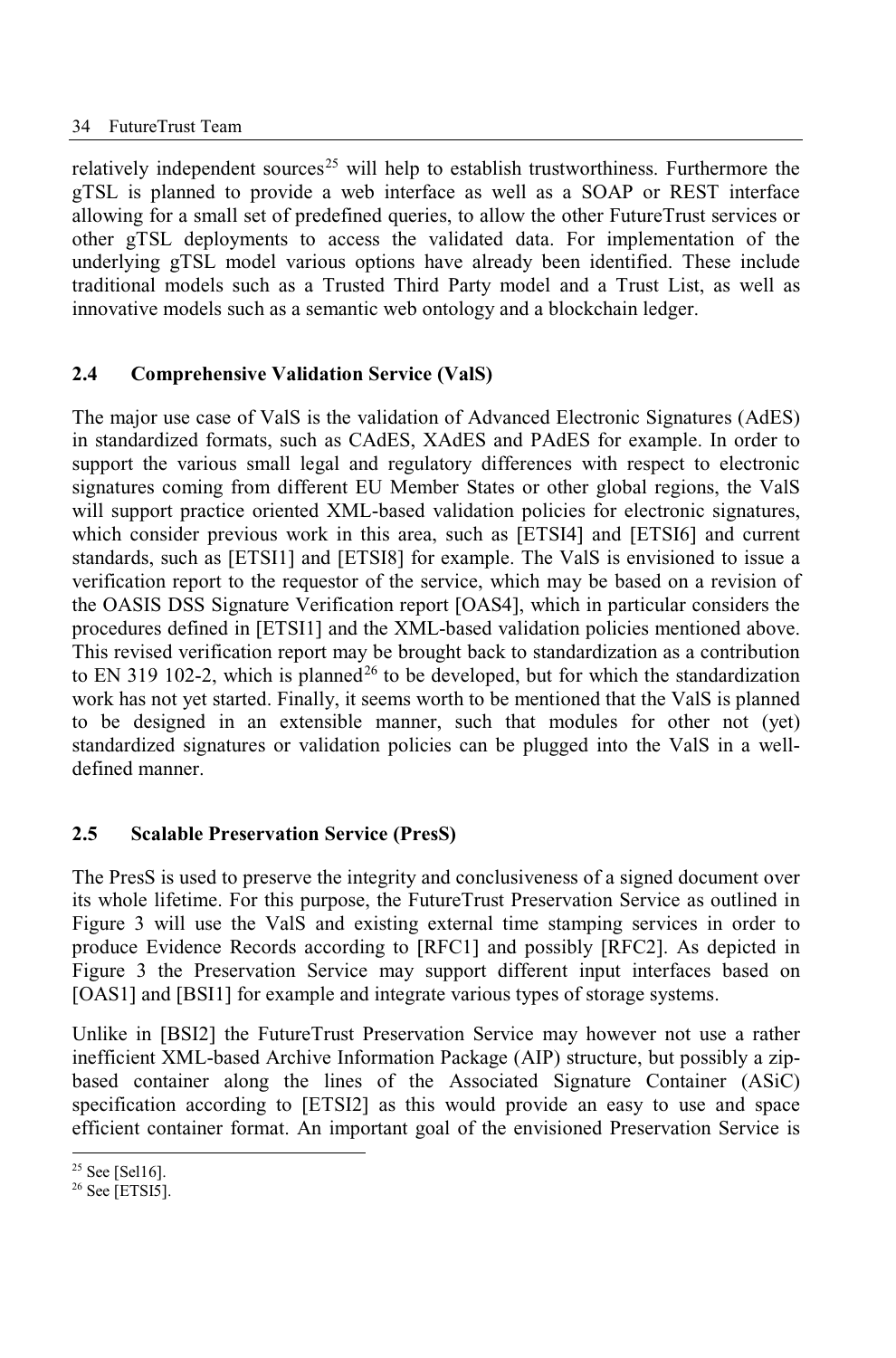relatively independent sources[25] will help to establish trustworthiness. Furthermore the gTSL is planned to provide a web interface as well as a SOAP or REST interface allowing for a small set of predefined queries, to allow the other FutureTrust services or other gTSL deployments to access the validated data. For implementation of the underlying gTSL model various options have already been identified. These include traditional models such as a Trusted Third Party model and a Trust List, as well as innovative models such as a semantic web ontology and a blockchain ledger.

## 2.4 Comprehensive Validation Service (ValS)

The major use case of ValS is the validation of Advanced Electronic Signatures (AdES) in standardized formats, such as CAdES, XAdES and PAdES for example. In order to support the various small legal and regulatory differences with respect to electronic signatures coming from different EU Member States or other global regions, the ValS will support practice oriented XML-based validation policies for electronic signatures, which consider previous work in this area, such as [ETSI4] and [ETSI6] and current standards, such as [ETSI1] and [ETSI8] for example. The ValS is envisioned to issue a verification report to the requestor of the service, which may be based on a revision of the OASIS DSS Signature Verification report [OAS4], which in particular considers the procedures defined in [ETSI1] and the XML-based validation policies mentioned above. This revised verification report may be brought back to standardization as a contribution to EN 319 102-2, which is planned[26] to be developed, but for which the standardization work has not yet started. Finally, it seems worth to be mentioned that the ValS is planned to be designed in an extensible manner, such that modules for other not (yet) standardized signatures or validation policies can be plugged into the ValS in a well-defined manner.

## 2.5 Scalable Preservation Service (PresS)

The PresS is used to preserve the integrity and conclusiveness of a signed document over its whole lifetime. For this purpose, the FutureTrust Preservation Service as outlined in Figure 3 will use the ValS and existing external time stamping services in order to produce Evidence Records according to [RFC1] and possibly [RFC2]. As depicted in Figure 3 the Preservation Service may support different input interfaces based on [OAS1] and [BSI1] for example and integrate various types of storage systems.

Unlike in [BSI2] the FutureTrust Preservation Service may however not use a rather inefficient XML-based Archive Information Package (AIP) structure, but possibly a zip-based container along the lines of the Associated Signature Container (ASiC) specification according to [ETSI2] as this would provide an easy to use and space efficient container format. An important goal of the envisioned Preservation Service is

[25] See [Sel16].

[26] See [ETSI5].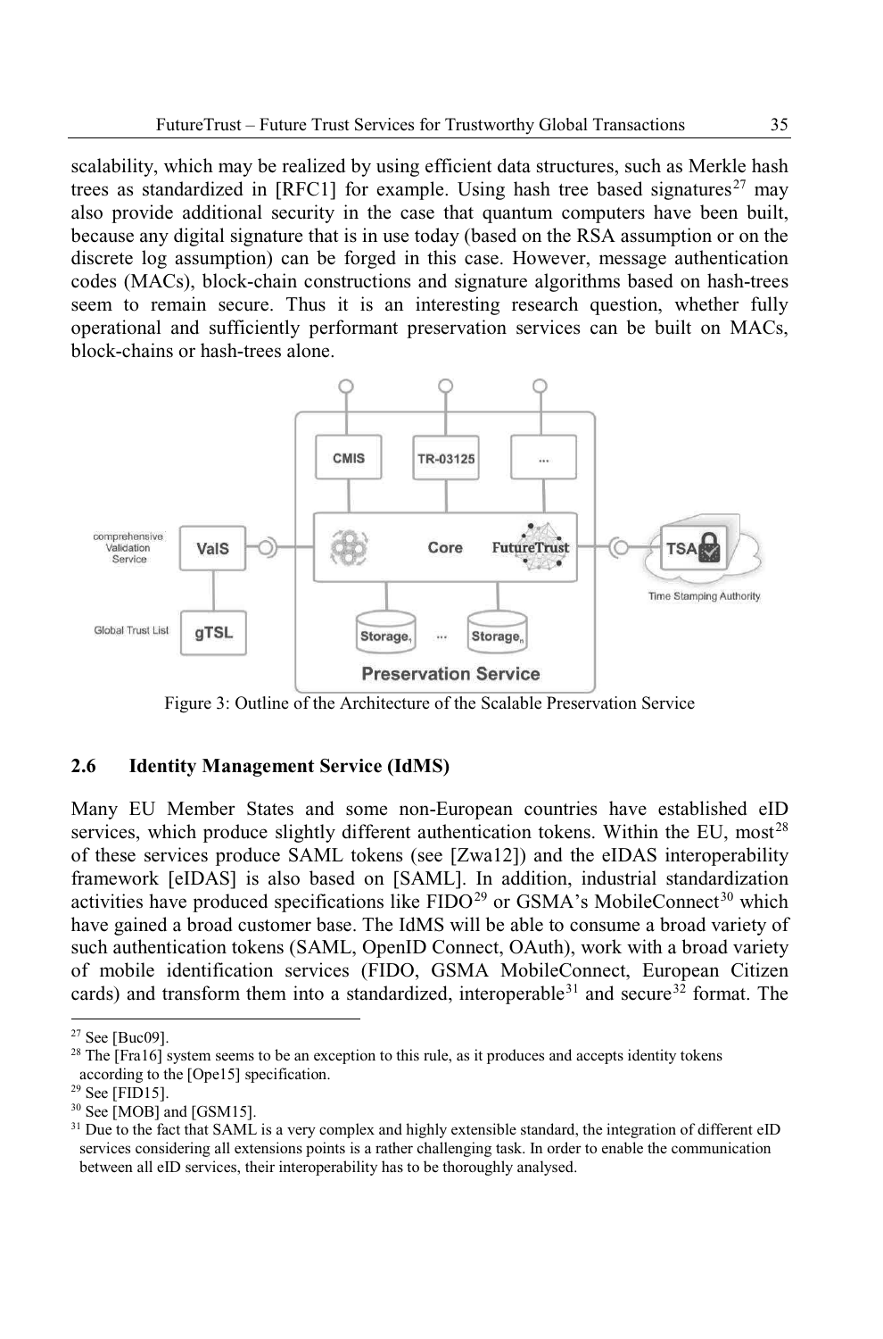scalability, which may be realized by using efficient data structures, such as Merkle hash trees as standardized in [RFC1] for example. Using hash tree based signatures[27] may also provide additional security in the case that quantum computers have been built, because any digital signature that is in use today (based on the RSA assumption or on the discrete log assumption) can be forged in this case. However, message authentication codes (MACs), block-chain constructions and signature algorithms based on hash-trees seem to remain secure. Thus it is an interesting research question, whether fully operational and sufficiently performant preservation services can be built on MACs, block-chains or hash-trees alone.

Figure 3: Outline of the Architecture of the Scalable Preservation Service

### 2.6 Identity Management Service (IdMS)

Many EU Member States and some non-European countries have established eID services, which produce slightly different authentication tokens. Within the EU, most[28] of these services produce SAML tokens (see [Zwa12]) and the eIDAS interoperability framework [eIDAS] is also based on [SAML]. In addition, industrial standardization activities have produced specifications like FIDO[29] or GSMA's MobileConnect[30] which have gained a broad customer base. The IdMS will be able to consume a broad variety of such authentication tokens (SAML, OpenID Connect, OAuth), work with a broad variety of mobile identification services (FIDO, GSMA MobileConnect, European Citizen cards) and transform them into a standardized, interoperable[31] and secure[32] format. The

---

[27] See [Buc09].

[28] The [Fra16] system seems to be an exception to this rule, as it produces and accepts identity tokens according to the [Ope15] specification.

[29] See [FID15].

[30] See [MOB] and [GSM15].

[31] Due to the fact that SAML is a very complex and highly extensible standard, the integration of different eID services considering all extensions points is a rather challenging task. In order to enable the communication between all eID services, their interoperability has to be thoroughly analysed.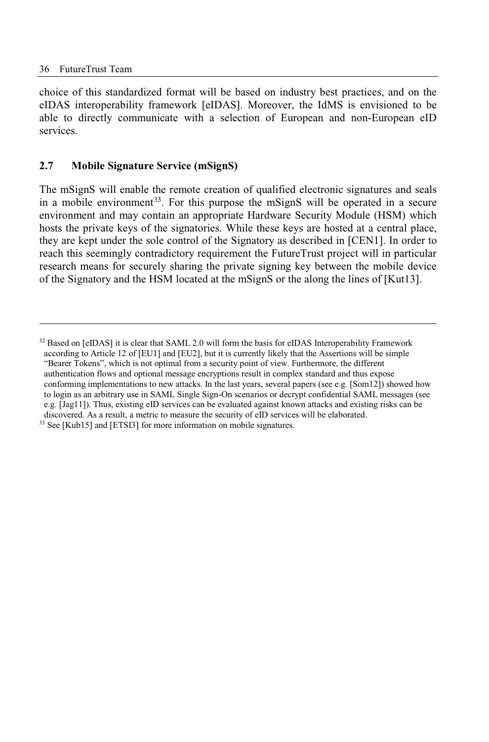choice of this standardized format will be based on industry best practices, and on the eIDAS interoperability framework [eIDAS]. Moreover, the IdMS is envisioned to be able to directly communicate with a selection of European and non-European eID services.

## 2.7 Mobile Signature Service (mSignS)

The mSignS will enable the remote creation of qualified electronic signatures and seals in a mobile environment[33]. For this purpose the mSignS will be operated in a secure environment and may contain an appropriate Hardware Security Module (HSM) which hosts the private keys of the signatories. While these keys are hosted at a central place, they are kept under the sole control of the Signatory as described in [CEN1]. In order to reach this seemingly contradictory requirement the FutureTrust project will in particular research means for securely sharing the private signing key between the mobile device of the Signatory and the HSM located at the mSignS or the along the lines of [Kut13].

---

[32] Based on [eIDAS] it is clear that SAML 2.0 will form the basis for eIDAS Interoperability Framework according to Article 12 of [EU1] and [EU2], but it is currently likely that the Assertions will be simple "Bearer Tokens", which is not optimal from a security point of view. Furthermore, the different authentication flows and optional message encryptions result in complex standard and thus expose conforming implementations to new attacks. In the last years, several papers (see e.g. [Som12]) showed how to login as an arbitrary use in SAML Single Sign-On scenarios or decrypt confidential SAML messages (see e.g. [Jag11]). Thus, existing eID services can be evaluated against known attacks and existing risks can be discovered. As a result, a metric to measure the security of eID services will be elaborated.

[33] See [Kub15] and [ETSI3] for more information on mobile signatures.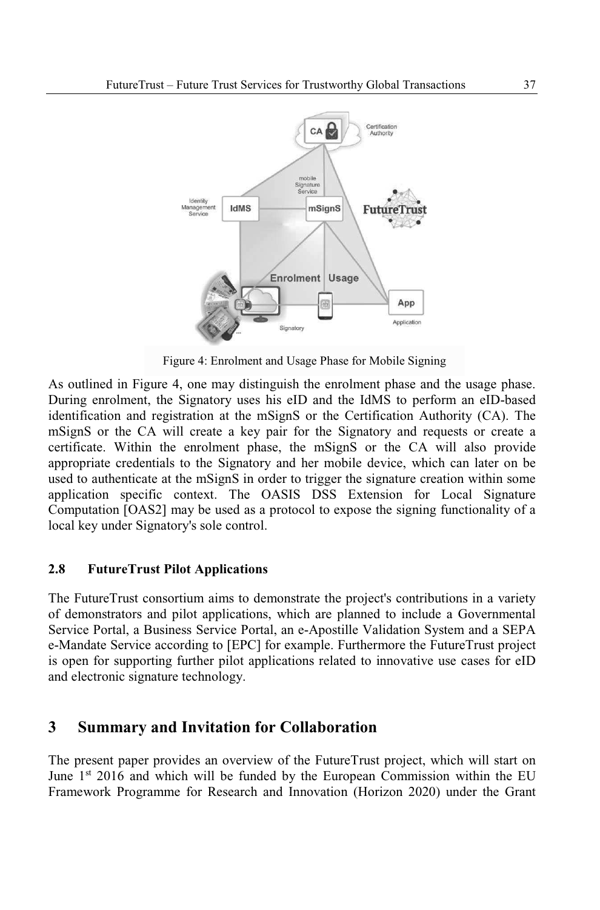Figure 4: Enrolment and Usage Phase for Mobile Signing

As outlined in Figure 4, one may distinguish the enrolment phase and the usage phase. During enrolment, the Signatory uses his eID and the IdMS to perform an eID-based identification and registration at the mSignS or the Certification Authority (CA). The mSignS or the CA will create a key pair for the Signatory and requests or create a certificate. Within the enrolment phase, the mSignS or the CA will also provide appropriate credentials to the Signatory and her mobile device, which can later on be used to authenticate at the mSignS in order to trigger the signature creation within some application specific context. The OASIS DSS Extension for Local Signature Computation [OAS2] may be used as a protocol to expose the signing functionality of a local key under Signatory's sole control.

### 2.8 FutureTrust Pilot Applications

The FutureTrust consortium aims to demonstrate the project's contributions in a variety of demonstrators and pilot applications, which are planned to include a Governmental Service Portal, a Business Service Portal, an e-Apostille Validation System and a SEPA e-Mandate Service according to [EPC] for example. Furthermore the FutureTrust project is open for supporting further pilot applications related to innovative use cases for eID and electronic signature technology.

## 3 Summary and Invitation for Collaboration

The present paper provides an overview of the FutureTrust project, which will start on June 1st 2016 and which will be funded by the European Commission within the EU Framework Programme for Research and Innovation (Horizon 2020) under the Grant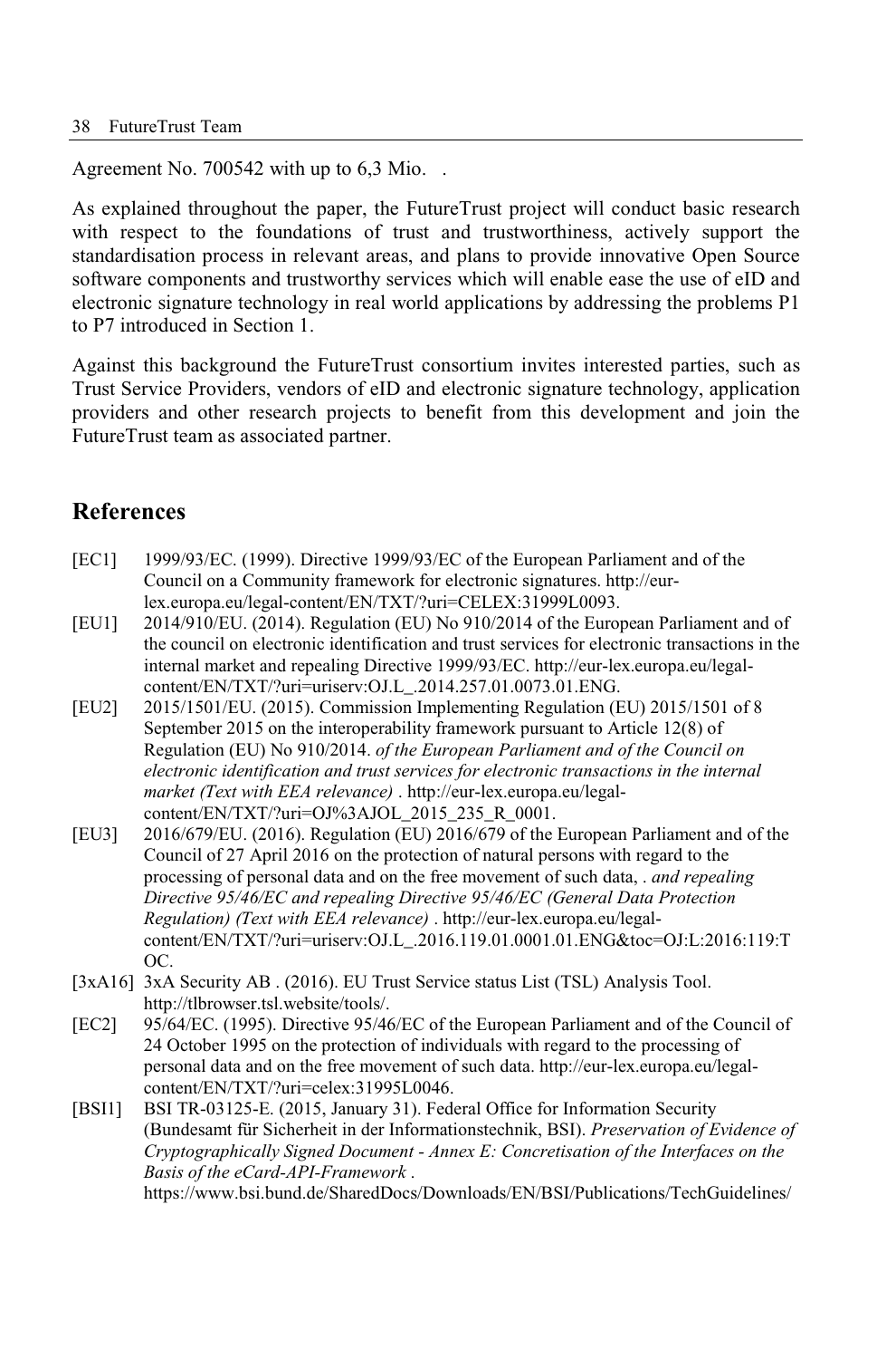Agreement No. 700542 with up to 6,3 Mio. .

As explained throughout the paper, the FutureTrust project will conduct basic research with respect to the foundations of trust and trustworthiness, actively support the standardisation process in relevant areas, and plans to provide innovative Open Source software components and trustworthy services which will enable ease the use of eID and electronic signature technology in real world applications by addressing the problems P1 to P7 introduced in Section 1.

Against this background the FutureTrust consortium invites interested parties, such as Trust Service Providers, vendors of eID and electronic signature technology, application providers and other research projects to benefit from this development and join the FutureTrust team as associated partner.

## References

[EC1] 1999/93/EC. (1999). Directive 1999/93/EC of the European Parliament and of the Council on a Community framework for electronic signatures. http://eur-lex.europa.eu/legal-content/EN/TXT/?uri=CELEX:31999L0093.

[EU1] 2014/910/EU. (2014). Regulation (EU) No 910/2014 of the European Parliament and of the council on electronic identification and trust services for electronic transactions in the internal market and repealing Directive 1999/93/EC. http://eur-lex.europa.eu/legal-content/EN/TXT/?uri=uriserv:OJ.L_.2014.257.01.0073.01.ENG.

[EU2] 2015/1501/EU. (2015). Commission Implementing Regulation (EU) 2015/1501 of 8 September 2015 on the interoperability framework pursuant to Article 12(8) of Regulation (EU) No 910/2014. *of the European Parliament and of the Council on electronic identification and trust services for electronic transactions in the internal market (Text with EEA relevance)* . http://eur-lex.europa.eu/legal-content/EN/TXT/?uri=OJ%3AJOL_2015_235_R_0001.

[EU3] 2016/679/EU. (2016). Regulation (EU) 2016/679 of the European Parliament and of the Council of 27 April 2016 on the protection of natural persons with regard to the processing of personal data and on the free movement of such data, . *and repealing Directive 95/46/EC and repealing Directive 95/46/EC (General Data Protection Regulation) (Text with EEA relevance)* . http://eur-lex.europa.eu/legal-content/EN/TXT/?uri=uriserv:OJ.L_.2016.119.01.0001.01.ENG&toc=OJ:L:2016:119:TOC.

[3xA16] 3xA Security AB . (2016). EU Trust Service status List (TSL) Analysis Tool. http://tlbrowser.tsl.website/tools/.

[EC2] 95/64/EC. (1995). Directive 95/46/EC of the European Parliament and of the Council of 24 October 1995 on the protection of individuals with regard to the processing of personal data and on the free movement of such data. http://eur-lex.europa.eu/legal-content/EN/TXT/?uri=celex:31995L0046.

[BSI1] BSI TR-03125-E. (2015, January 31). Federal Office for Information Security (Bundesamt für Sicherheit in der Informationstechnik, BSI). *Preservation of Evidence of Cryptographically Signed Document - Annex E: Concretisation of the Interfaces on the Basis of the eCard-API-Framework* . https://www.bsi.bund.de/SharedDocs/Downloads/EN/BSI/Publications/TechGuidelines/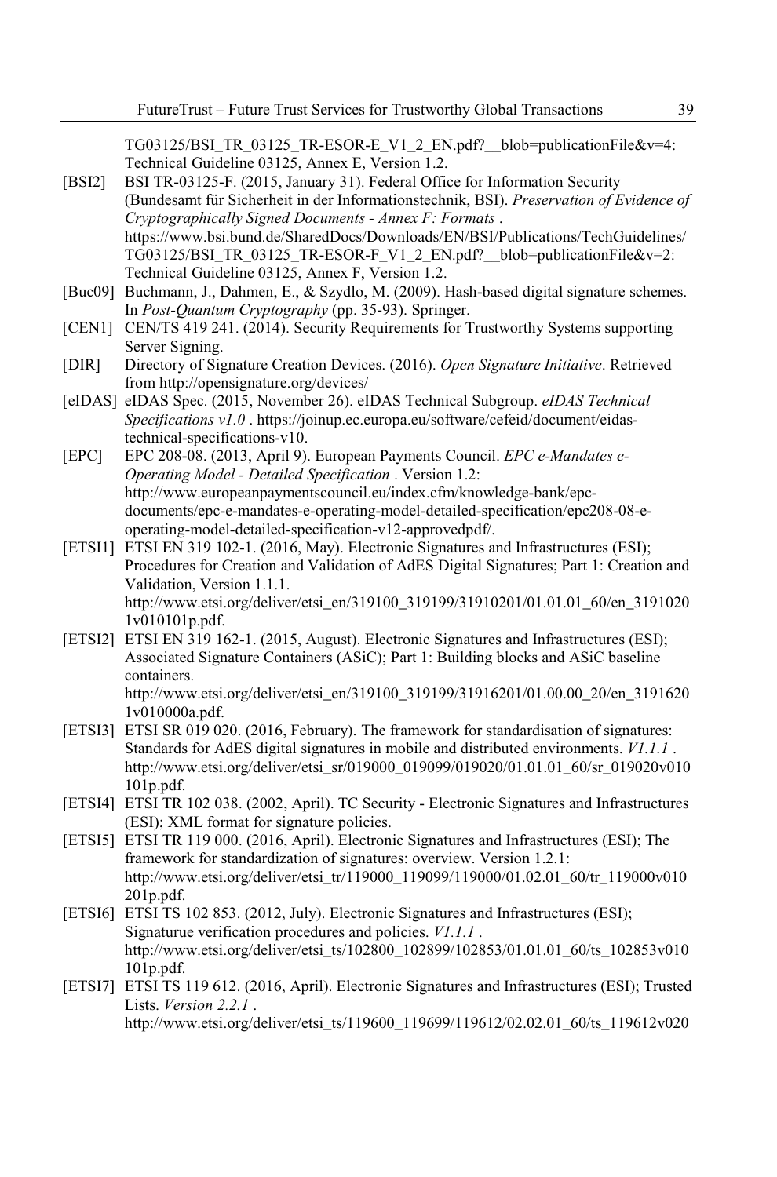TG03125/BSI_TR_03125_TR-ESOR-E_V1_2_EN.pdf?__blob=publicationFile&v=4: Technical Guideline 03125, Annex E, Version 1.2.

[BSI2] BSI TR-03125-F. (2015, January 31). Federal Office for Information Security (Bundesamt für Sicherheit in der Informationstechnik, BSI). *Preservation of Evidence of Cryptographically Signed Documents - Annex F: Formats* . https://www.bsi.bund.de/SharedDocs/Downloads/EN/BSI/Publications/TechGuidelines/TG03125/BSI_TR_03125_TR-ESOR-F_V1_2_EN.pdf?__blob=publicationFile&v=2: Technical Guideline 03125, Annex F, Version 1.2.

[Buc09] Buchmann, J., Dahmen, E., & Szydlo, M. (2009). Hash-based digital signature schemes. In *Post-Quantum Cryptography* (pp. 35-93). Springer.

[CEN1] CEN/TS 419 241. (2014). Security Requirements for Trustworthy Systems supporting Server Signing.

[DIR] Directory of Signature Creation Devices. (2016). *Open Signature Initiative*. Retrieved from http://opensignature.org/devices/

[eIDAS] eIDAS Spec. (2015, November 26). eIDAS Technical Subgroup. *eIDAS Technical Specifications v1.0* . https://joinup.ec.europa.eu/software/cefeid/document/eidas-technical-specifications-v10.

[EPC] EPC 208-08. (2013, April 9). European Payments Council. *EPC e-Mandates e-Operating Model - Detailed Specification* . Version 1.2: http://www.europeanpaymentscouncil.eu/index.cfm/knowledge-bank/epc-documents/epc-e-mandates-e-operating-model-detailed-specification/epc208-08-e-operating-model-detailed-specification-v12-approvedpdf/.

[ETSI1] ETSI EN 319 102-1. (2016, May). Electronic Signatures and Infrastructures (ESI); Procedures for Creation and Validation of AdES Digital Signatures; Part 1: Creation and Validation, Version 1.1.1. http://www.etsi.org/deliver/etsi_en/319100_319199/31910201/01.01.01_60/en_31910201v010101p.pdf.

[ETSI2] ETSI EN 319 162-1. (2015, August). Electronic Signatures and Infrastructures (ESI); Associated Signature Containers (ASiC); Part 1: Building blocks and ASiC baseline containers. http://www.etsi.org/deliver/etsi_en/319100_319199/31916201/01.00.00_20/en_31916201v010000a.pdf.

[ETSI3] ETSI SR 019 020. (2016, February). The framework for standardisation of signatures: Standards for AdES digital signatures in mobile and distributed environments. *V1.1.1* . http://www.etsi.org/deliver/etsi_sr/019000_019099/019020/01.01.01_60/sr_019020v010101p.pdf.

[ETSI4] ETSI TR 102 038. (2002, April). TC Security - Electronic Signatures and Infrastructures (ESI); XML format for signature policies.

[ETSI5] ETSI TR 119 000. (2016, April). Electronic Signatures and Infrastructures (ESI); The framework for standardization of signatures: overview. Version 1.2.1: http://www.etsi.org/deliver/etsi_tr/119000_119099/119000/01.02.01_60/tr_119000v010201p.pdf.

[ETSI6] ETSI TS 102 853. (2012, July). Electronic Signatures and Infrastructures (ESI); Signaturue verification procedures and policies. *V1.1.1* . http://www.etsi.org/deliver/etsi_ts/102800_102899/102853/01.01.01_60/ts_102853v010101p.pdf.

[ETSI7] ETSI TS 119 612. (2016, April). Electronic Signatures and Infrastructures (ESI); Trusted Lists. *Version 2.2.1* . http://www.etsi.org/deliver/etsi_ts/119600_119699/119612/02.02.01_60/ts_119612v020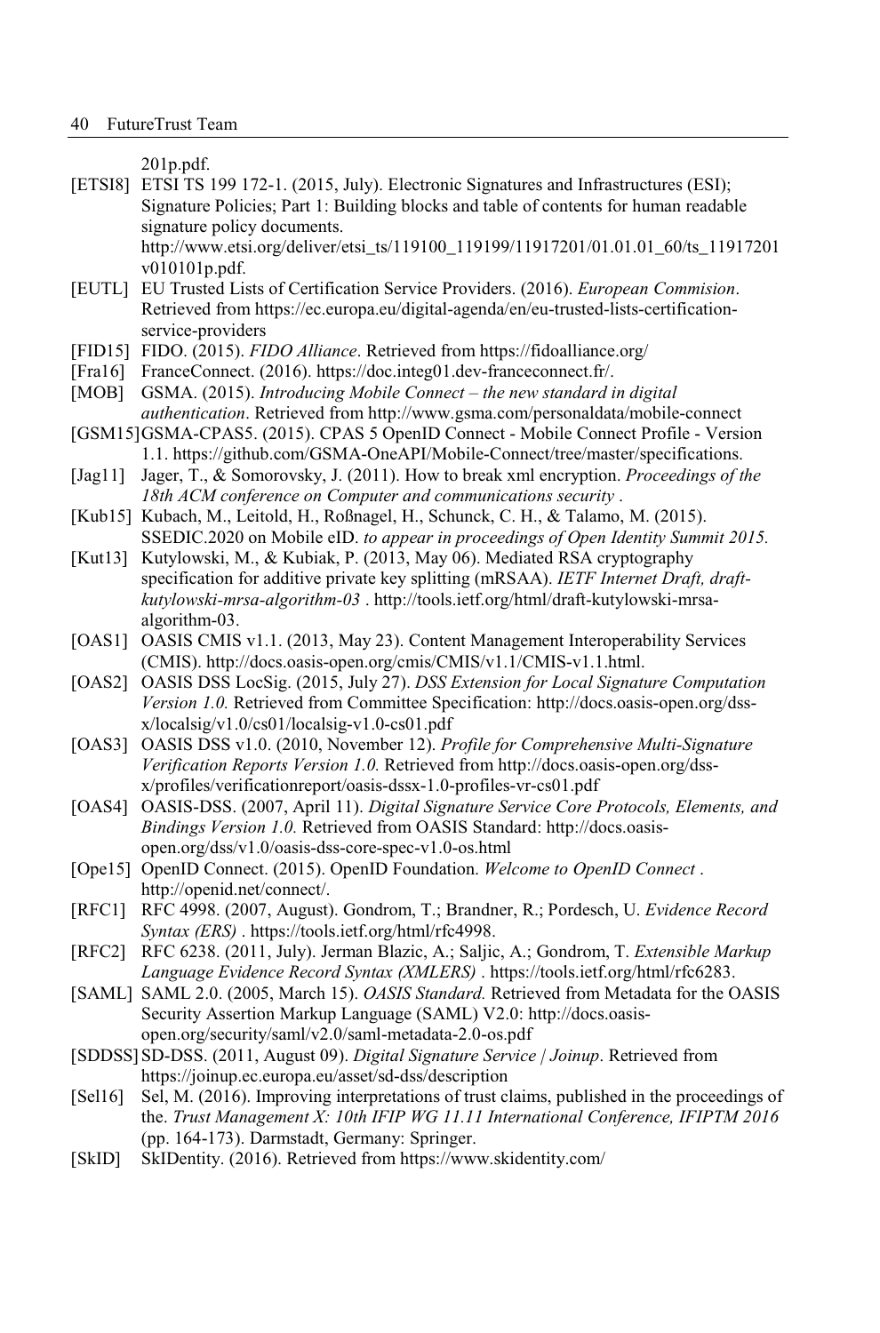201p.pdf.

[ETSI8] ETSI TS 199 172-1. (2015, July). Electronic Signatures and Infrastructures (ESI); Signature Policies; Part 1: Building blocks and table of contents for human readable signature policy documents. http://www.etsi.org/deliver/etsi_ts/119100_119199/11917201/01.01.01_60/ts_11917201v010101p.pdf.

[EUTL] EU Trusted Lists of Certification Service Providers. (2016). *European Commision*. Retrieved from https://ec.europa.eu/digital-agenda/en/eu-trusted-lists-certification-service-providers

[FID15] FIDO. (2015). *FIDO Alliance*. Retrieved from https://fidoalliance.org/

[Fra16] FranceConnect. (2016). https://doc.integ01.dev-franceconnect.fr/.

[MOB] GSMA. (2015). *Introducing Mobile Connect – the new standard in digital authentication*. Retrieved from http://www.gsma.com/personaldata/mobile-connect

[GSM15] GSMA-CPAS5. (2015). CPAS 5 OpenID Connect - Mobile Connect Profile - Version 1.1. https://github.com/GSMA-OneAPI/Mobile-Connect/tree/master/specifications.

[Jag11] Jager, T., & Somorovsky, J. (2011). How to break xml encryption. *Proceedings of the 18th ACM conference on Computer and communications security* .

[Kub15] Kubach, M., Leitold, H., Roßnagel, H., Schunck, C. H., & Talamo, M. (2015). SSEDIC.2020 on Mobile eID. *to appear in proceedings of Open Identity Summit 2015.*

[Kut13] Kutylowski, M., & Kubiak, P. (2013, May 06). Mediated RSA cryptography specification for additive private key splitting (mRSAA). *IETF Internet Draft, draft-kutylowski-mrsa-algorithm-03* . http://tools.ietf.org/html/draft-kutylowski-mrsa-algorithm-03.

[OAS1] OASIS CMIS v1.1. (2013, May 23). Content Management Interoperability Services (CMIS). http://docs.oasis-open.org/cmis/CMIS/v1.1/CMIS-v1.1.html.

[OAS2] OASIS DSS LocSig. (2015, July 27). *DSS Extension for Local Signature Computation Version 1.0.* Retrieved from Committee Specification: http://docs.oasis-open.org/dss-x/localsig/v1.0/cs01/localsig-v1.0-cs01.pdf

[OAS3] OASIS DSS v1.0. (2010, November 12). *Profile for Comprehensive Multi-Signature Verification Reports Version 1.0.* Retrieved from http://docs.oasis-open.org/dss-x/profiles/verificationreport/oasis-dssx-1.0-profiles-vr-cs01.pdf

[OAS4] OASIS-DSS. (2007, April 11). *Digital Signature Service Core Protocols, Elements, and Bindings Version 1.0.* Retrieved from OASIS Standard: http://docs.oasis-open.org/dss/v1.0/oasis-dss-core-spec-v1.0-os.html

[Ope15] OpenID Connect. (2015). OpenID Foundation. *Welcome to OpenID Connect* . http://openid.net/connect/.

[RFC1] RFC 4998. (2007, August). Gondrom, T.; Brandner, R.; Pordesch, U. *Evidence Record Syntax (ERS)* . https://tools.ietf.org/html/rfc4998.

[RFC2] RFC 6238. (2011, July). Jerman Blazic, A.; Saljic, A.; Gondrom, T. *Extensible Markup Language Evidence Record Syntax (XMLERS)* . https://tools.ietf.org/html/rfc6283.

[SAML] SAML 2.0. (2005, March 15). *OASIS Standard.* Retrieved from Metadata for the OASIS Security Assertion Markup Language (SAML) V2.0: http://docs.oasis-open.org/security/saml/v2.0/saml-metadata-2.0-os.pdf

[SDDSS] SD-DSS. (2011, August 09). *Digital Signature Service | Joinup*. Retrieved from https://joinup.ec.europa.eu/asset/sd-dss/description

[Sel16] Sel, M. (2016). Improving interpretations of trust claims, published in the proceedings of the. *Trust Management X: 10th IFIP WG 11.11 International Conference, IFIPTM 2016* (pp. 164-173). Darmstadt, Germany: Springer.

[SkID] SkIDentity. (2016). Retrieved from https://www.skidentity.com/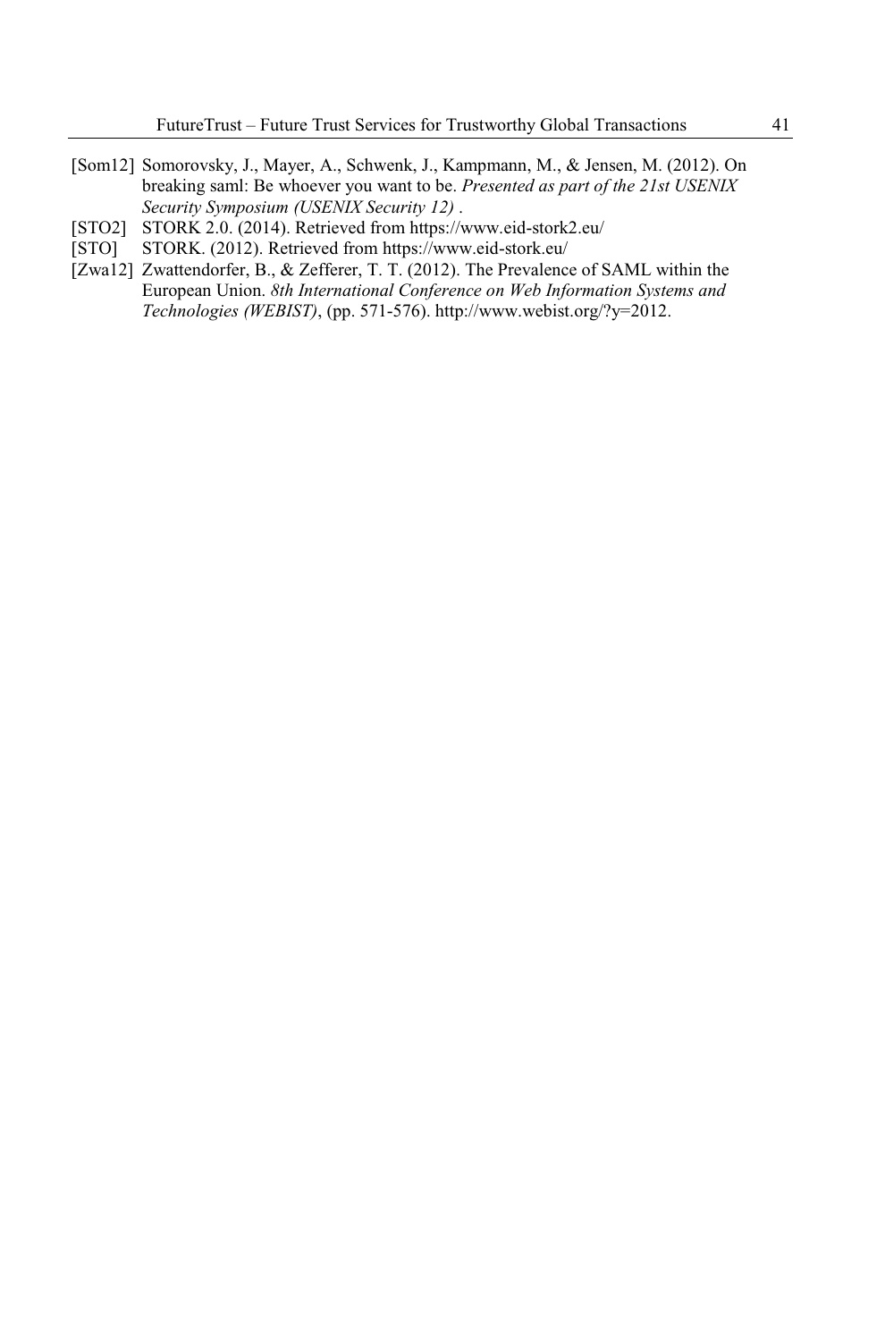[Som12] Somorovsky, J., Mayer, A., Schwenk, J., Kampmann, M., & Jensen, M. (2012). On breaking saml: Be whoever you want to be. *Presented as part of the 21st USENIX Security Symposium (USENIX Security 12)* .

[STO2] STORK 2.0. (2014). Retrieved from https://www.eid-stork2.eu/

[STO] STORK. (2012). Retrieved from https://www.eid-stork.eu/

[Zwa12] Zwattendorfer, B., & Zefferer, T. T. (2012). The Prevalence of SAML within the European Union. *8th International Conference on Web Information Systems and Technologies (WEBIST)*, (pp. 571-576). http://www.webist.org/?y=2012.